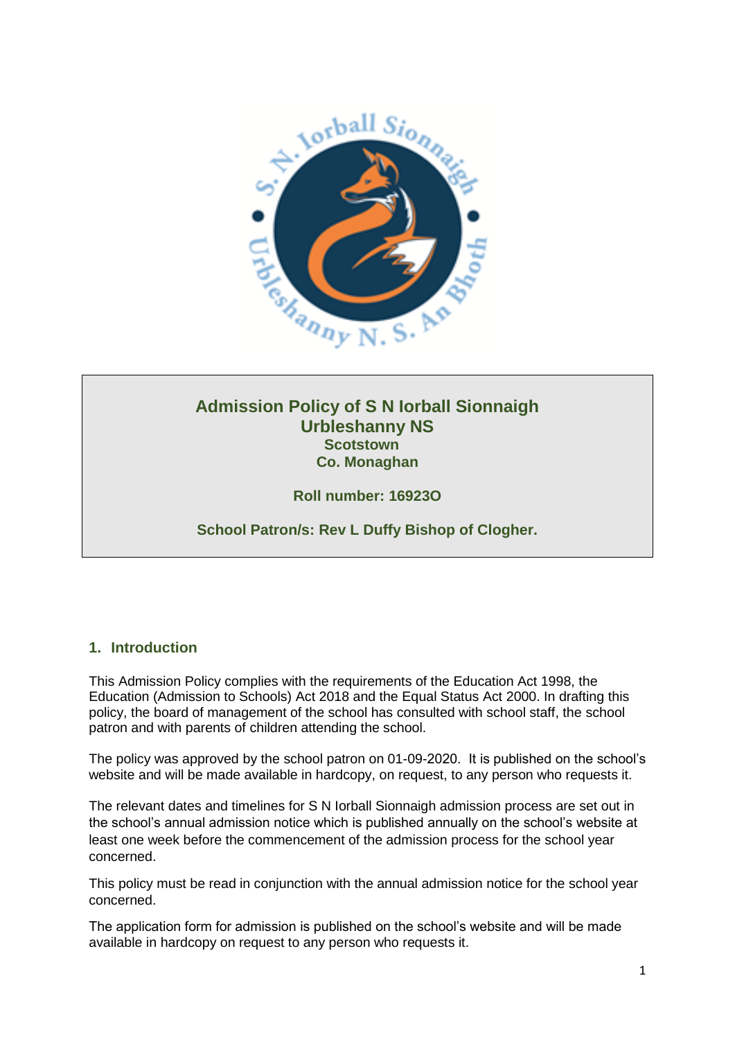# Admission Policy of S N Iorball Sionnaigh Urbleshanny NS

**Scotstown**
**Co. Monaghan**

**Roll number: 16923O**

**School Patron/s: Rev L Duffy Bishop of Clogher.**

## 1. Introduction

This Admission Policy complies with the requirements of the Education Act 1998, the Education (Admission to Schools) Act 2018 and the Equal Status Act 2000. In drafting this policy, the board of management of the school has consulted with school staff, the school patron and with parents of children attending the school.

The policy was approved by the school patron on 01-09-2020. It is published on the school's website and will be made available in hardcopy, on request, to any person who requests it.

The relevant dates and timelines for S N Iorball Sionnaigh admission process are set out in the school's annual admission notice which is published annually on the school's website at least one week before the commencement of the admission process for the school year concerned.

This policy must be read in conjunction with the annual admission notice for the school year concerned.

The application form for admission is published on the school's website and will be made available in hardcopy on request to any person who requests it.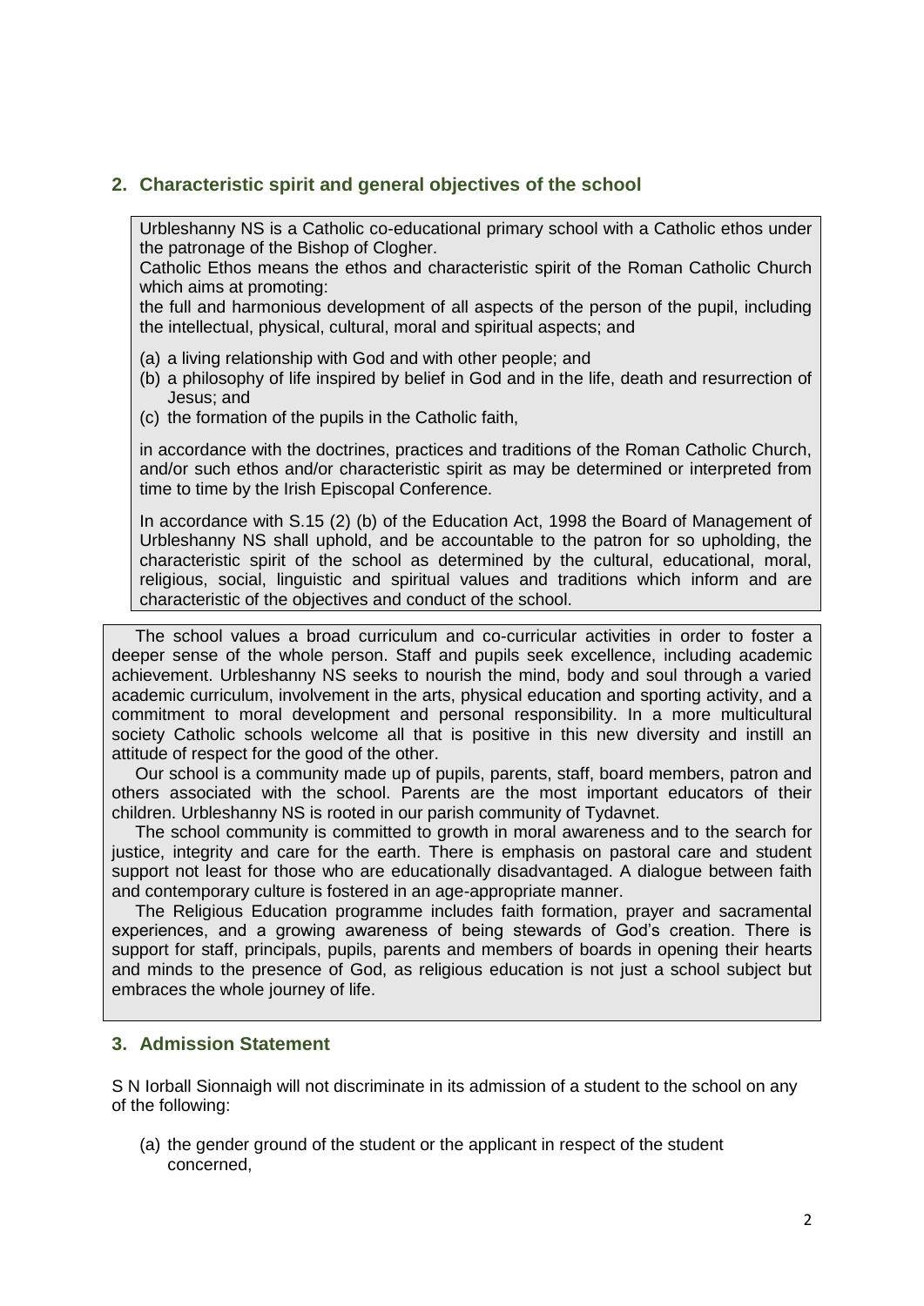## 2. Characteristic spirit and general objectives of the school

Urbleshanny NS is a Catholic co-educational primary school with a Catholic ethos under the patronage of the Bishop of Clogher.

Catholic Ethos means the ethos and characteristic spirit of the Roman Catholic Church which aims at promoting:

the full and harmonious development of all aspects of the person of the pupil, including the intellectual, physical, cultural, moral and spiritual aspects; and

(a) a living relationship with God and with other people; and
(b) a philosophy of life inspired by belief in God and in the life, death and resurrection of Jesus; and
(c) the formation of the pupils in the Catholic faith,

in accordance with the doctrines, practices and traditions of the Roman Catholic Church, and/or such ethos and/or characteristic spirit as may be determined or interpreted from time to time by the Irish Episcopal Conference.

In accordance with S.15 (2) (b) of the Education Act, 1998 the Board of Management of Urbleshanny NS shall uphold, and be accountable to the patron for so upholding, the characteristic spirit of the school as determined by the cultural, educational, moral, religious, social, linguistic and spiritual values and traditions which inform and are characteristic of the objectives and conduct of the school.

The school values a broad curriculum and co-curricular activities in order to foster a deeper sense of the whole person. Staff and pupils seek excellence, including academic achievement. Urbleshanny NS seeks to nourish the mind, body and soul through a varied academic curriculum, involvement in the arts, physical education and sporting activity, and a commitment to moral development and personal responsibility. In a more multicultural society Catholic schools welcome all that is positive in this new diversity and instill an attitude of respect for the good of the other.

Our school is a community made up of pupils, parents, staff, board members, patron and others associated with the school. Parents are the most important educators of their children. Urbleshanny NS is rooted in our parish community of Tydavnet.

The school community is committed to growth in moral awareness and to the search for justice, integrity and care for the earth. There is emphasis on pastoral care and student support not least for those who are educationally disadvantaged. A dialogue between faith and contemporary culture is fostered in an age-appropriate manner.

The Religious Education programme includes faith formation, prayer and sacramental experiences, and a growing awareness of being stewards of God's creation. There is support for staff, principals, pupils, parents and members of boards in opening their hearts and minds to the presence of God, as religious education is not just a school subject but embraces the whole journey of life.

## 3. Admission Statement

S N Iorball Sionnaigh will not discriminate in its admission of a student to the school on any of the following:

(a) the gender ground of the student or the applicant in respect of the student concerned,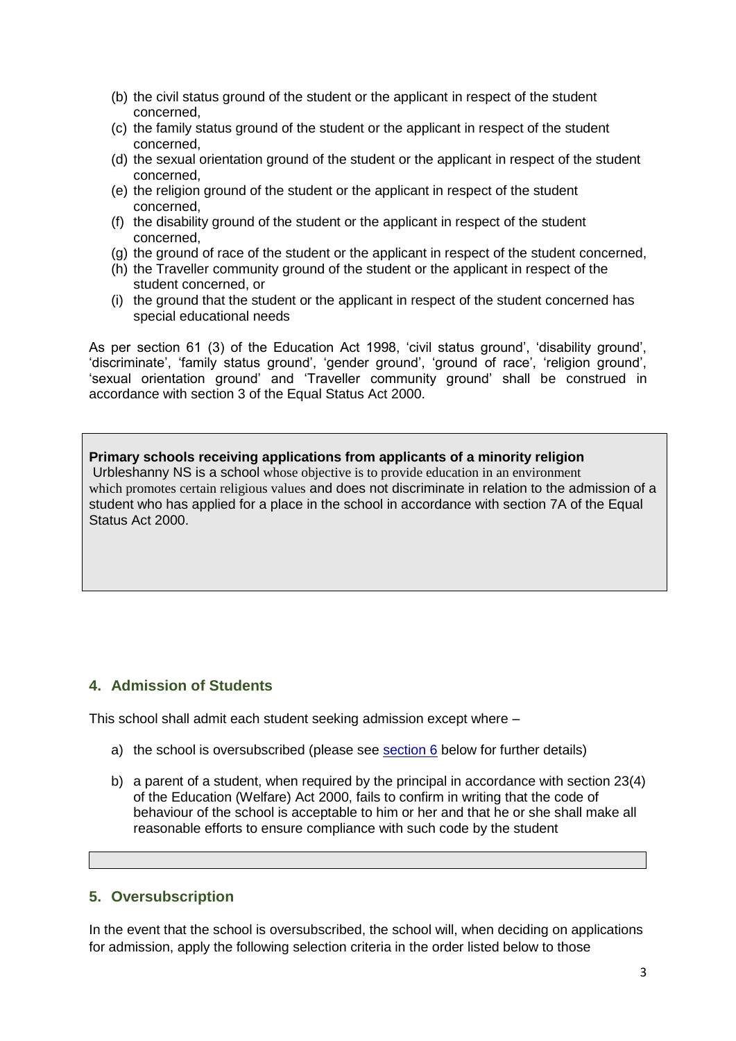(b) the civil status ground of the student or the applicant in respect of the student concerned,
(c) the family status ground of the student or the applicant in respect of the student concerned,
(d) the sexual orientation ground of the student or the applicant in respect of the student concerned,
(e) the religion ground of the student or the applicant in respect of the student concerned,
(f) the disability ground of the student or the applicant in respect of the student concerned,
(g) the ground of race of the student or the applicant in respect of the student concerned,
(h) the Traveller community ground of the student or the applicant in respect of the student concerned, or
(i) the ground that the student or the applicant in respect of the student concerned has special educational needs

As per section 61 (3) of the Education Act 1998, 'civil status ground', 'disability ground', 'discriminate', 'family status ground', 'gender ground', 'ground of race', 'religion ground', 'sexual orientation ground' and 'Traveller community ground' shall be construed in accordance with section 3 of the Equal Status Act 2000.

**Primary schools receiving applications from applicants of a minority religion**

Urbleshanny NS is a school whose objective is to provide education in an environment which promotes certain religious values and does not discriminate in relation to the admission of a student who has applied for a place in the school in accordance with section 7A of the Equal Status Act 2000.

## 4. Admission of Students

This school shall admit each student seeking admission except where –

a) the school is oversubscribed (please see section 6 below for further details)

b) a parent of a student, when required by the principal in accordance with section 23(4) of the Education (Welfare) Act 2000, fails to confirm in writing that the code of behaviour of the school is acceptable to him or her and that he or she shall make all reasonable efforts to ensure compliance with such code by the student

## 5. Oversubscription

In the event that the school is oversubscribed, the school will, when deciding on applications for admission, apply the following selection criteria in the order listed below to those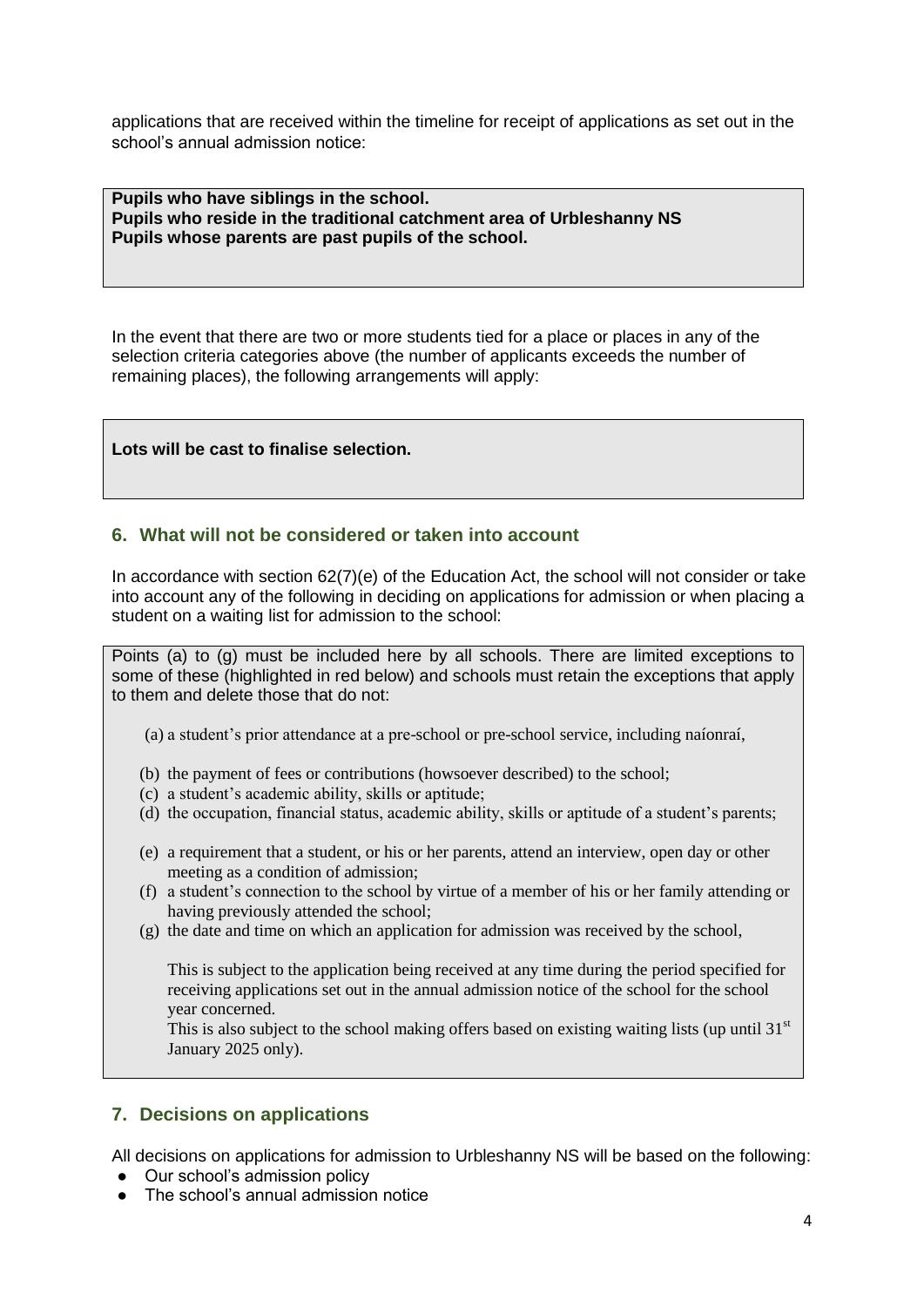applications that are received within the timeline for receipt of applications as set out in the school's annual admission notice:

**Pupils who have siblings in the school.**
**Pupils who reside in the traditional catchment area of Urbleshanny NS**
**Pupils whose parents are past pupils of the school.**

In the event that there are two or more students tied for a place or places in any of the selection criteria categories above (the number of applicants exceeds the number of remaining places), the following arrangements will apply:

**Lots will be cast to finalise selection.**

## 6. What will not be considered or taken into account

In accordance with section 62(7)(e) of the Education Act, the school will not consider or take into account any of the following in deciding on applications for admission or when placing a student on a waiting list for admission to the school:

Points (a) to (g) must be included here by all schools. There are limited exceptions to some of these (highlighted in red below) and schools must retain the exceptions that apply to them and delete those that do not:

(a) a student's prior attendance at a pre-school or pre-school service, including naíonraí,

(b) the payment of fees or contributions (howsoever described) to the school;
(c) a student's academic ability, skills or aptitude;
(d) the occupation, financial status, academic ability, skills or aptitude of a student's parents;

(e) a requirement that a student, or his or her parents, attend an interview, open day or other meeting as a condition of admission;
(f) a student's connection to the school by virtue of a member of his or her family attending or having previously attended the school;
(g) the date and time on which an application for admission was received by the school,

This is subject to the application being received at any time during the period specified for receiving applications set out in the annual admission notice of the school for the school year concerned.
This is also subject to the school making offers based on existing waiting lists (up until 31st January 2025 only).

## 7. Decisions on applications

All decisions on applications for admission to Urbleshanny NS will be based on the following:

- Our school's admission policy
- The school's annual admission notice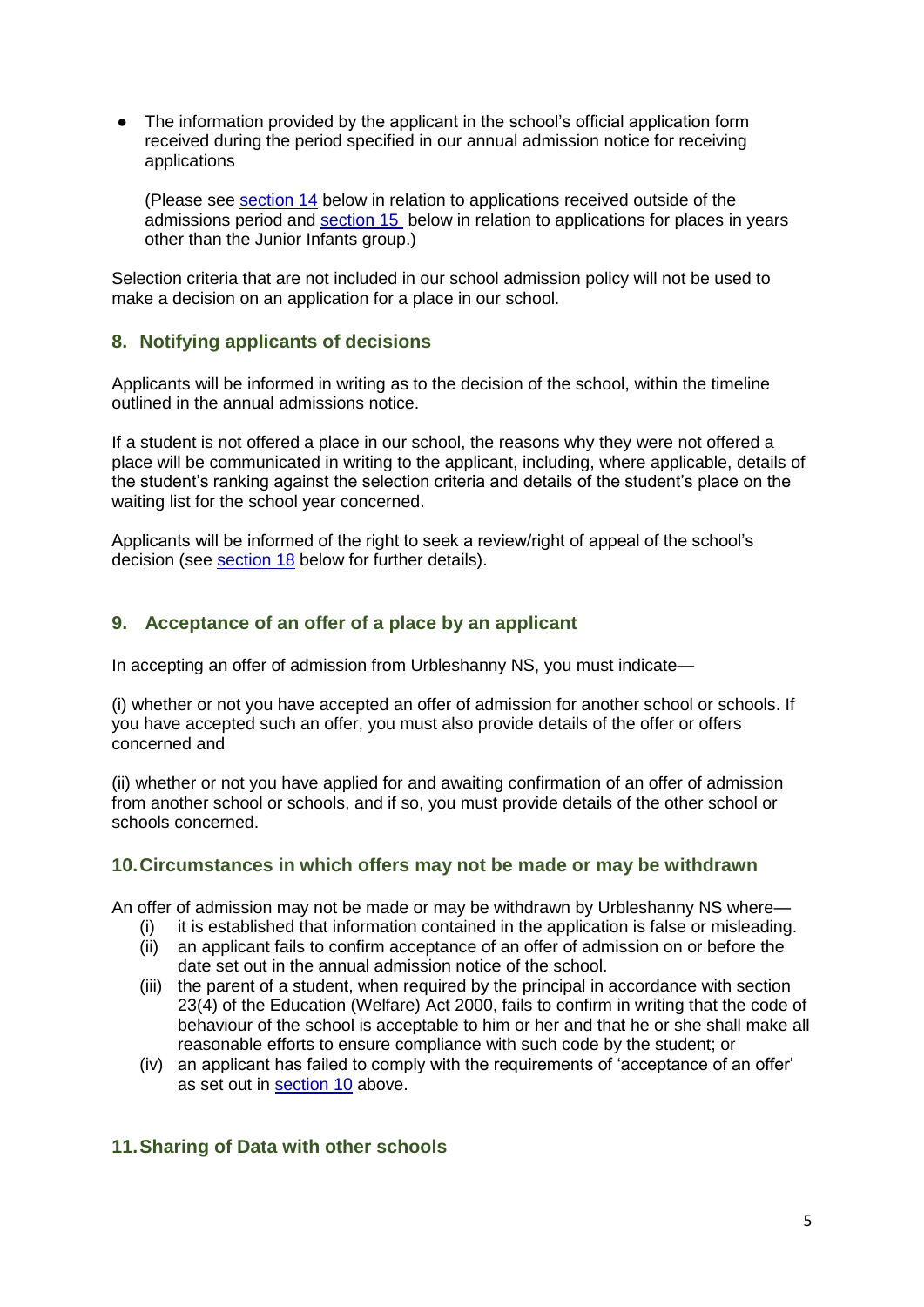- The information provided by the applicant in the school's official application form received during the period specified in our annual admission notice for receiving applications

  (Please see section 14 below in relation to applications received outside of the admissions period and section 15 below in relation to applications for places in years other than the Junior Infants group.)

Selection criteria that are not included in our school admission policy will not be used to make a decision on an application for a place in our school.

## 8. Notifying applicants of decisions

Applicants will be informed in writing as to the decision of the school, within the timeline outlined in the annual admissions notice.

If a student is not offered a place in our school, the reasons why they were not offered a place will be communicated in writing to the applicant, including, where applicable, details of the student's ranking against the selection criteria and details of the student's place on the waiting list for the school year concerned.

Applicants will be informed of the right to seek a review/right of appeal of the school's decision (see section 18 below for further details).

## 9. Acceptance of an offer of a place by an applicant

In accepting an offer of admission from Urbleshanny NS, you must indicate—

(i) whether or not you have accepted an offer of admission for another school or schools. If you have accepted such an offer, you must also provide details of the offer or offers concerned and

(ii) whether or not you have applied for and awaiting confirmation of an offer of admission from another school or schools, and if so, you must provide details of the other school or schools concerned.

## 10. Circumstances in which offers may not be made or may be withdrawn

An offer of admission may not be made or may be withdrawn by Urbleshanny NS where—

(i) it is established that information contained in the application is false or misleading.

(ii) an applicant fails to confirm acceptance of an offer of admission on or before the date set out in the annual admission notice of the school.

(iii) the parent of a student, when required by the principal in accordance with section 23(4) of the Education (Welfare) Act 2000, fails to confirm in writing that the code of behaviour of the school is acceptable to him or her and that he or she shall make all reasonable efforts to ensure compliance with such code by the student; or

(iv) an applicant has failed to comply with the requirements of 'acceptance of an offer' as set out in section 10 above.

## 11. Sharing of Data with other schools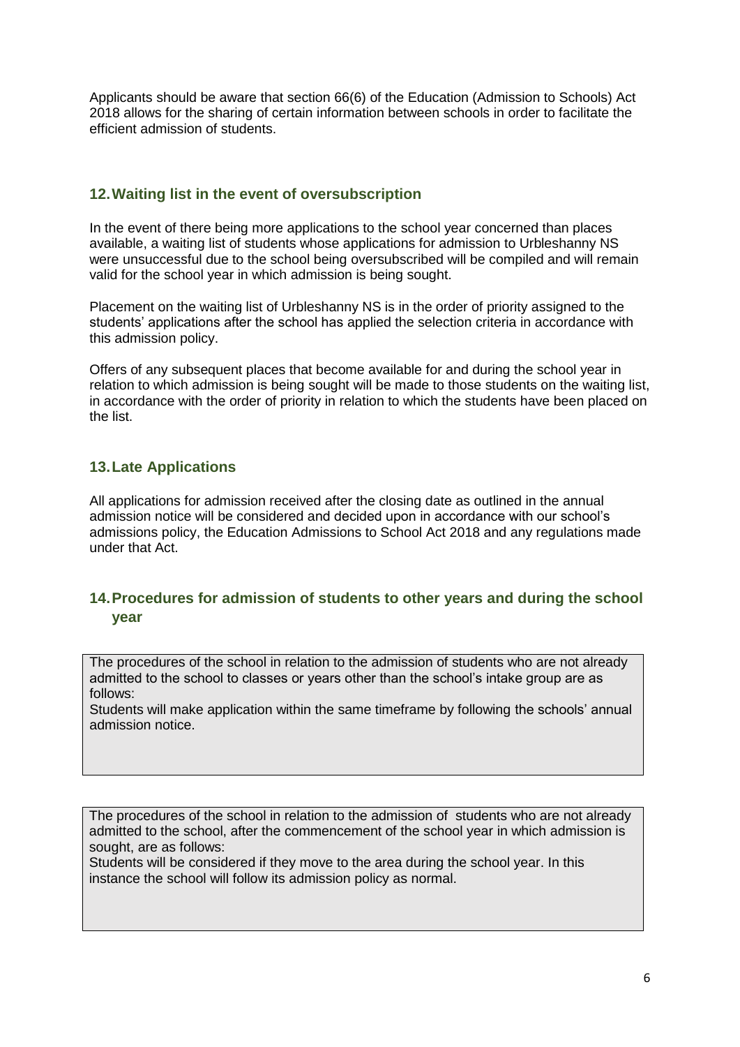Applicants should be aware that section 66(6) of the Education (Admission to Schools) Act 2018 allows for the sharing of certain information between schools in order to facilitate the efficient admission of students.

## 12. Waiting list in the event of oversubscription

In the event of there being more applications to the school year concerned than places available, a waiting list of students whose applications for admission to Urbleshanny NS were unsuccessful due to the school being oversubscribed will be compiled and will remain valid for the school year in which admission is being sought.

Placement on the waiting list of Urbleshanny NS is in the order of priority assigned to the students' applications after the school has applied the selection criteria in accordance with this admission policy.

Offers of any subsequent places that become available for and during the school year in relation to which admission is being sought will be made to those students on the waiting list, in accordance with the order of priority in relation to which the students have been placed on the list.

## 13. Late Applications

All applications for admission received after the closing date as outlined in the annual admission notice will be considered and decided upon in accordance with our school's admissions policy, the Education Admissions to School Act 2018 and any regulations made under that Act.

## 14. Procedures for admission of students to other years and during the school year

The procedures of the school in relation to the admission of students who are not already admitted to the school to classes or years other than the school's intake group are as follows:

Students will make application within the same timeframe by following the schools' annual admission notice.

The procedures of the school in relation to the admission of students who are not already admitted to the school, after the commencement of the school year in which admission is sought, are as follows:

Students will be considered if they move to the area during the school year. In this instance the school will follow its admission policy as normal.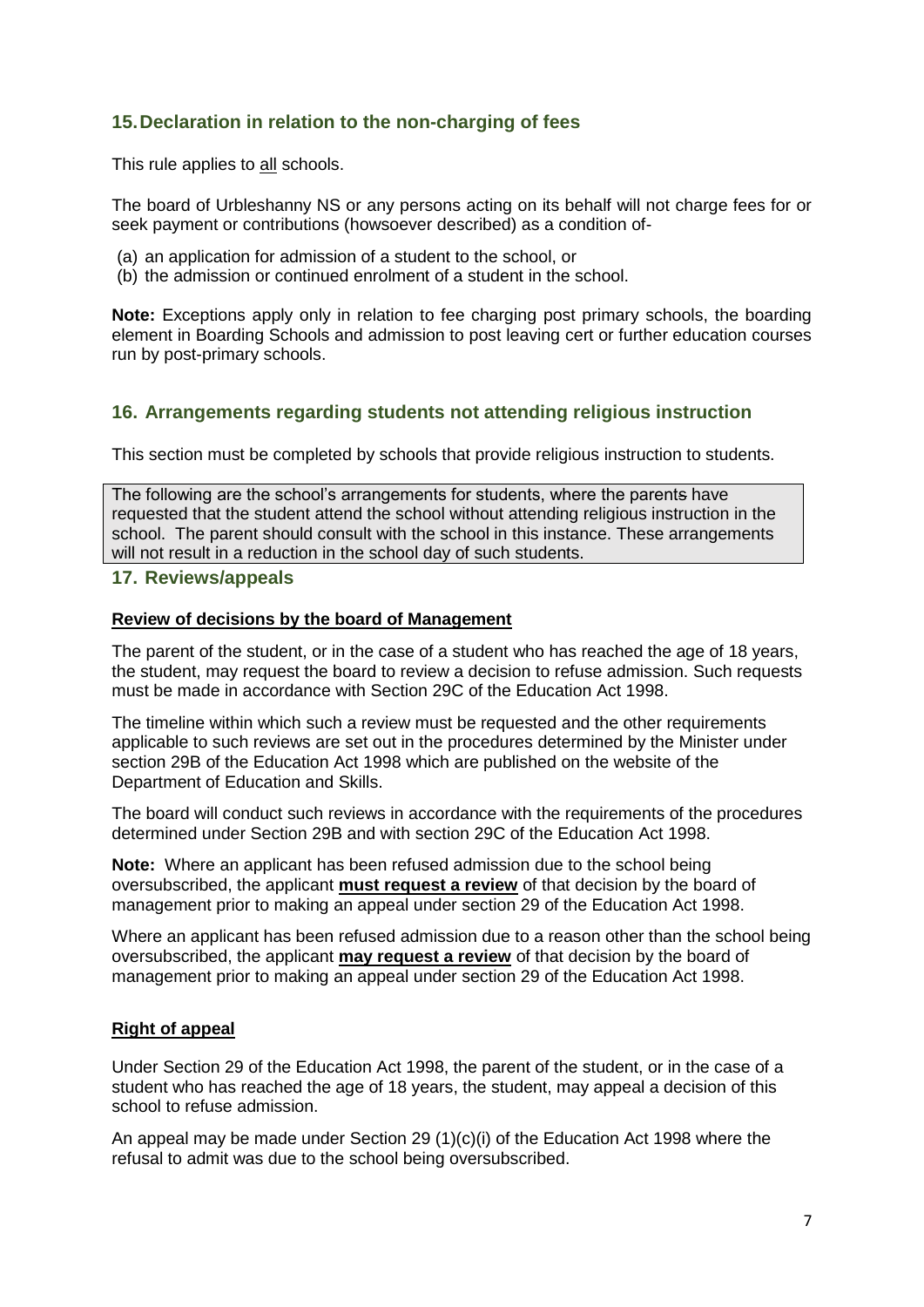## 15. Declaration in relation to the non-charging of fees

This rule applies to all schools.

The board of Urbleshanny NS or any persons acting on its behalf will not charge fees for or seek payment or contributions (howsoever described) as a condition of-

(a) an application for admission of a student to the school, or
(b) the admission or continued enrolment of a student in the school.

**Note:** Exceptions apply only in relation to fee charging post primary schools, the boarding element in Boarding Schools and admission to post leaving cert or further education courses run by post-primary schools.

## 16. Arrangements regarding students not attending religious instruction

This section must be completed by schools that provide religious instruction to students.

The following are the school's arrangements for students, where the parents have requested that the student attend the school without attending religious instruction in the school. The parent should consult with the school in this instance. These arrangements will not result in a reduction in the school day of such students.

## 17. Reviews/appeals

**Review of decisions by the board of Management**

The parent of the student, or in the case of a student who has reached the age of 18 years, the student, may request the board to review a decision to refuse admission. Such requests must be made in accordance with Section 29C of the Education Act 1998.

The timeline within which such a review must be requested and the other requirements applicable to such reviews are set out in the procedures determined by the Minister under section 29B of the Education Act 1998 which are published on the website of the Department of Education and Skills.

The board will conduct such reviews in accordance with the requirements of the procedures determined under Section 29B and with section 29C of the Education Act 1998.

**Note:** Where an applicant has been refused admission due to the school being oversubscribed, the applicant **must request a review** of that decision by the board of management prior to making an appeal under section 29 of the Education Act 1998.

Where an applicant has been refused admission due to a reason other than the school being oversubscribed, the applicant **may request a review** of that decision by the board of management prior to making an appeal under section 29 of the Education Act 1998.

**Right of appeal**

Under Section 29 of the Education Act 1998, the parent of the student, or in the case of a student who has reached the age of 18 years, the student, may appeal a decision of this school to refuse admission.

An appeal may be made under Section 29 (1)(c)(i) of the Education Act 1998 where the refusal to admit was due to the school being oversubscribed.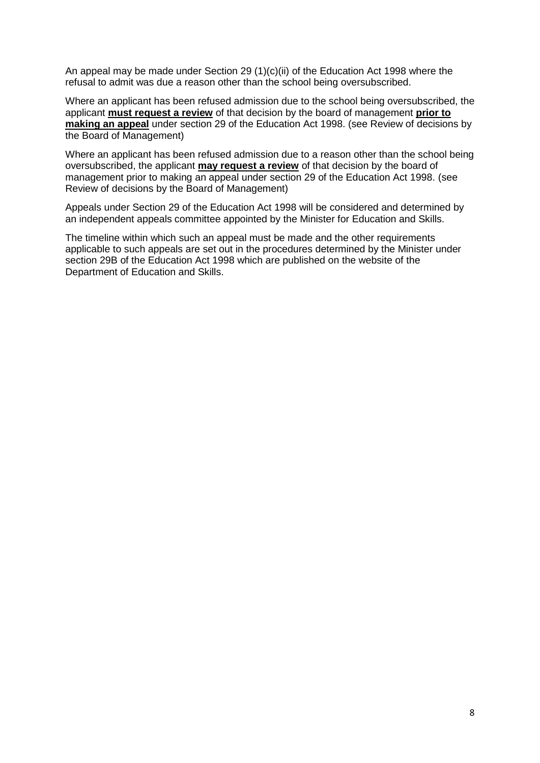An appeal may be made under Section 29 (1)(c)(ii) of the Education Act 1998 where the refusal to admit was due a reason other than the school being oversubscribed.

Where an applicant has been refused admission due to the school being oversubscribed, the applicant **must request a review** of that decision by the board of management **prior to making an appeal** under section 29 of the Education Act 1998. (see Review of decisions by the Board of Management)

Where an applicant has been refused admission due to a reason other than the school being oversubscribed, the applicant **may request a review** of that decision by the board of management prior to making an appeal under section 29 of the Education Act 1998. (see Review of decisions by the Board of Management)

Appeals under Section 29 of the Education Act 1998 will be considered and determined by an independent appeals committee appointed by the Minister for Education and Skills.

The timeline within which such an appeal must be made and the other requirements applicable to such appeals are set out in the procedures determined by the Minister under section 29B of the Education Act 1998 which are published on the website of the Department of Education and Skills.